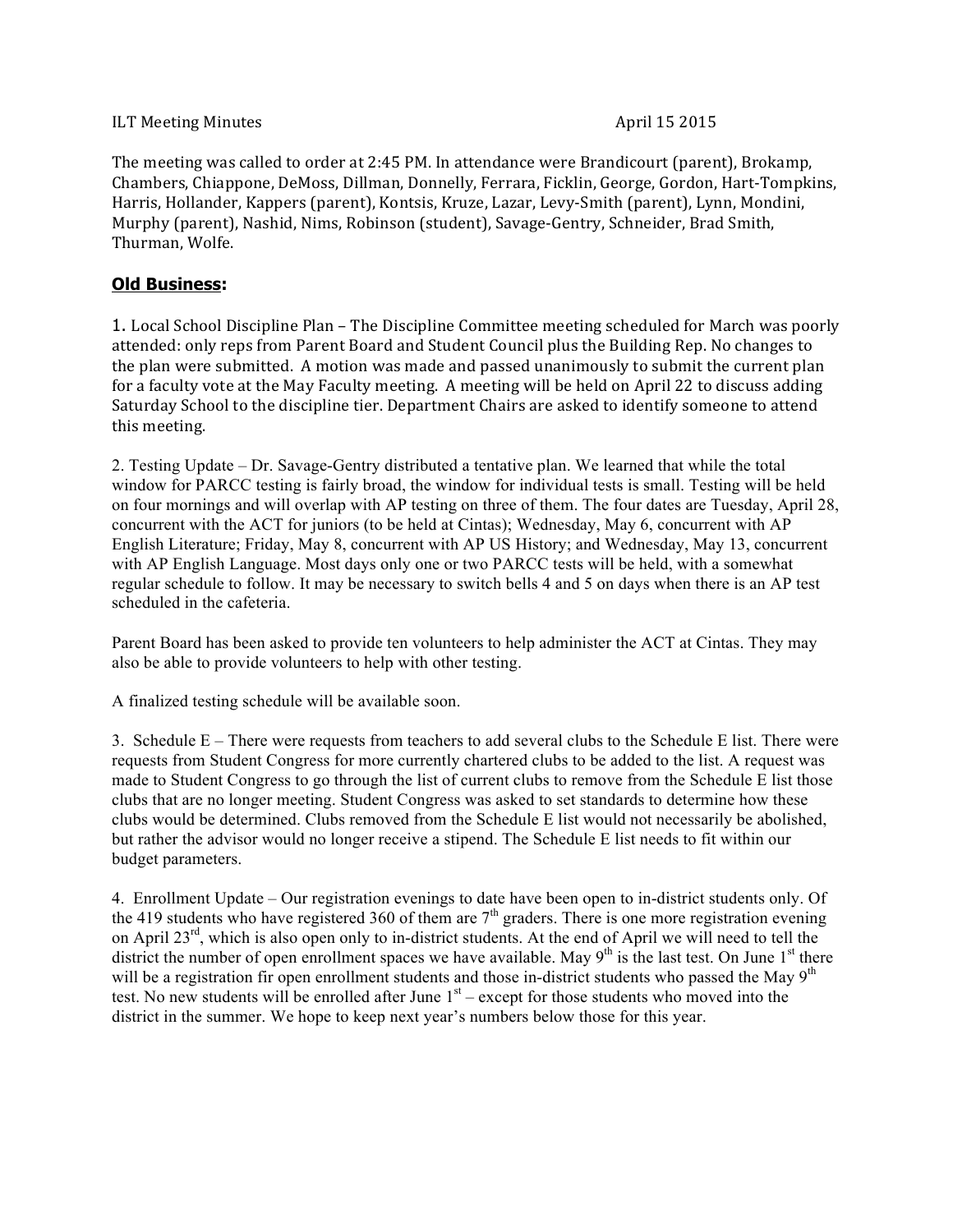ILT Meeting Minutes April 15 2015

The meeting was called to order at 2:45 PM. In attendance were Brandicourt (parent), Brokamp, Chambers, Chiappone, DeMoss, Dillman, Donnelly, Ferrara, Ficklin, George, Gordon, Hart-Tompkins, Harris, Hollander, Kappers (parent), Kontsis, Kruze, Lazar, Levy-Smith (parent), Lynn, Mondini, Murphy (parent), Nashid, Nims, Robinson (student), Savage-Gentry, Schneider, Brad Smith, Thurman, Wolfe.

## **Old Business:**

1. Local School Discipline Plan – The Discipline Committee meeting scheduled for March was poorly attended: only reps from Parent Board and Student Council plus the Building Rep. No changes to the plan were submitted. A motion was made and passed unanimously to submit the current plan for a faculty vote at the May Faculty meeting. A meeting will be held on April 22 to discuss adding Saturday School to the discipline tier. Department Chairs are asked to identify someone to attend this meeting.

2. Testing Update – Dr. Savage-Gentry distributed a tentative plan. We learned that while the total window for PARCC testing is fairly broad, the window for individual tests is small. Testing will be held on four mornings and will overlap with AP testing on three of them. The four dates are Tuesday, April 28, concurrent with the ACT for juniors (to be held at Cintas); Wednesday, May 6, concurrent with AP English Literature; Friday, May 8, concurrent with AP US History; and Wednesday, May 13, concurrent with AP English Language. Most days only one or two PARCC tests will be held, with a somewhat regular schedule to follow. It may be necessary to switch bells 4 and 5 on days when there is an AP test scheduled in the cafeteria.

Parent Board has been asked to provide ten volunteers to help administer the ACT at Cintas. They may also be able to provide volunteers to help with other testing.

A finalized testing schedule will be available soon.

3. Schedule E – There were requests from teachers to add several clubs to the Schedule E list. There were requests from Student Congress for more currently chartered clubs to be added to the list. A request was made to Student Congress to go through the list of current clubs to remove from the Schedule E list those clubs that are no longer meeting. Student Congress was asked to set standards to determine how these clubs would be determined. Clubs removed from the Schedule E list would not necessarily be abolished, but rather the advisor would no longer receive a stipend. The Schedule E list needs to fit within our budget parameters.

4. Enrollment Update – Our registration evenings to date have been open to in-district students only. Of the 419 students who have registered 360 of them are 7th graders. There is one more registration evening on April 23rd, which is also open only to in-district students. At the end of April we will need to tell the district the number of open enrollment spaces we have available. May 9th is the last test. On June 1st there will be a registration fir open enrollment students and those in-district students who passed the May 9th test. No new students will be enrolled after June 1st – except for those students who moved into the district in the summer. We hope to keep next year's numbers below those for this year.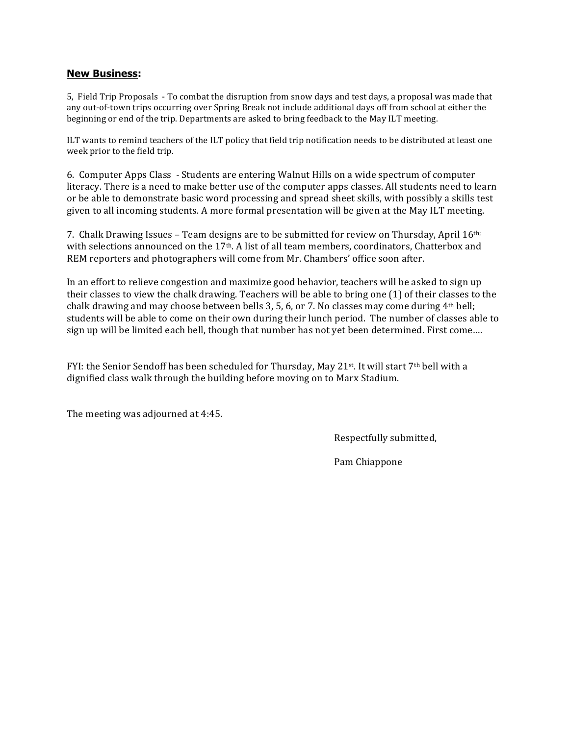## **New Business:**

5, Field Trip Proposals - To combat the disruption from snow days and test days, a proposal was made that any out-of-town trips occurring over Spring Break not include additional days off from school at either the beginning or end of the trip. Departments are asked to bring feedback to the May ILT meeting.

ILT wants to remind teachers of the ILT policy that field trip notification needs to be distributed at least one week prior to the field trip.

6. Computer Apps Class - Students are entering Walnut Hills on a wide spectrum of computer literacy. There is a need to make better use of the computer apps classes. All students need to learn or be able to demonstrate basic word processing and spread sheet skills, with possibly a skills test given to all incoming students. A more formal presentation will be given at the May ILT meeting.

7. Chalk Drawing Issues – Team designs are to be submitted for review on Thursday, April 16th; with selections announced on the 17th. A list of all team members, coordinators, Chatterbox and REM reporters and photographers will come from Mr. Chambers' office soon after.

In an effort to relieve congestion and maximize good behavior, teachers will be asked to sign up their classes to view the chalk drawing. Teachers will be able to bring one (1) of their classes to the chalk drawing and may choose between bells 3, 5, 6, or 7. No classes may come during 4th bell; students will be able to come on their own during their lunch period. The number of classes able to sign up will be limited each bell, though that number has not yet been determined. First come….

FYI: the Senior Sendoff has been scheduled for Thursday, May 21st. It will start 7th bell with a dignified class walk through the building before moving on to Marx Stadium.

The meeting was adjourned at 4:45.

Respectfully submitted,

Pam Chiappone